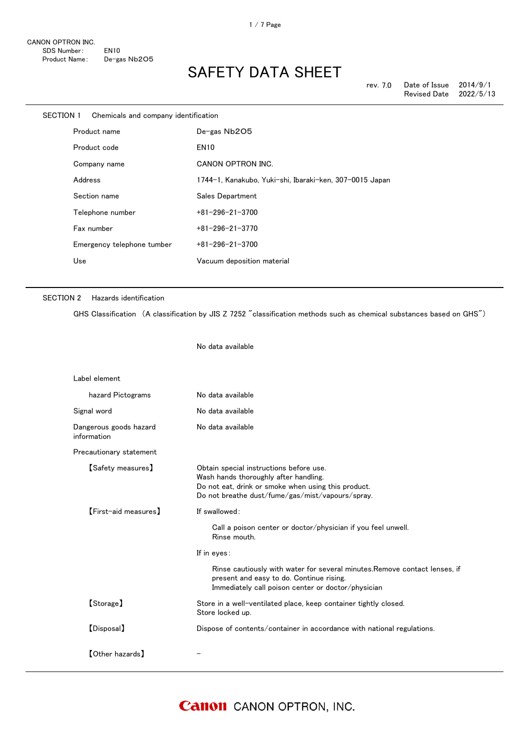CANON OPTRON INC.
SDS Number: EN10
Product Name: De-gas $Nb_2O_5$

# SAFETY DATA SHEET

rev. 7.0 Date of Issue 2014/9/1
Revised Date 2022/5/13

## SECTION 1 Chemicals and company identification

| | |
|---|---|
| Product name | De-gas $Nb_2O_5$ |
| Product code | EN10 |
| Company name | CANON OPTRON INC. |
| Address | 1744-1, Kanakubo, Yuki-shi, Ibaraki-ken, 307-0015 Japan |
| Section name | Sales Department |
| Telephone number | +81-296-21-3700 |
| Fax number | +81-296-21-3770 |
| Emergency telephone tumber | +81-296-21-3700 |
| Use | Vacuum deposition material |

## SECTION 2 Hazards identification

GHS Classification （A classification by JIS Z 7252 ″classification methods such as chemical substances based on GHS″）

No data available

Label element

| | |
|---|---|
| hazard Pictograms | No data available |
| Signal word | No data available |
| Dangerous goods hazard information | No data available |

Precautionary statement

【Safety measures】
Obtain special instructions before use.
Wash hands thoroughly after handling.
Do not eat, drink or smoke when using this product.
Do not breathe dust/fume/gas/mist/vapours/spray.

【First-aid measures】
If swallowed:

Call a poison center or doctor/physician if you feel unwell.
Rinse mouth.

If in eyes:

Rinse cautiously with water for several minutes.Remove contact lenses, if present and easy to do. Continue rising.
Immediately call poison center or doctor/physician

【Storage】
Store in a well-ventilated place, keep container tightly closed.
Store locked up.

【Disposal】
Dispose of contents/container in accordance with national regulations.

【Other hazards】 –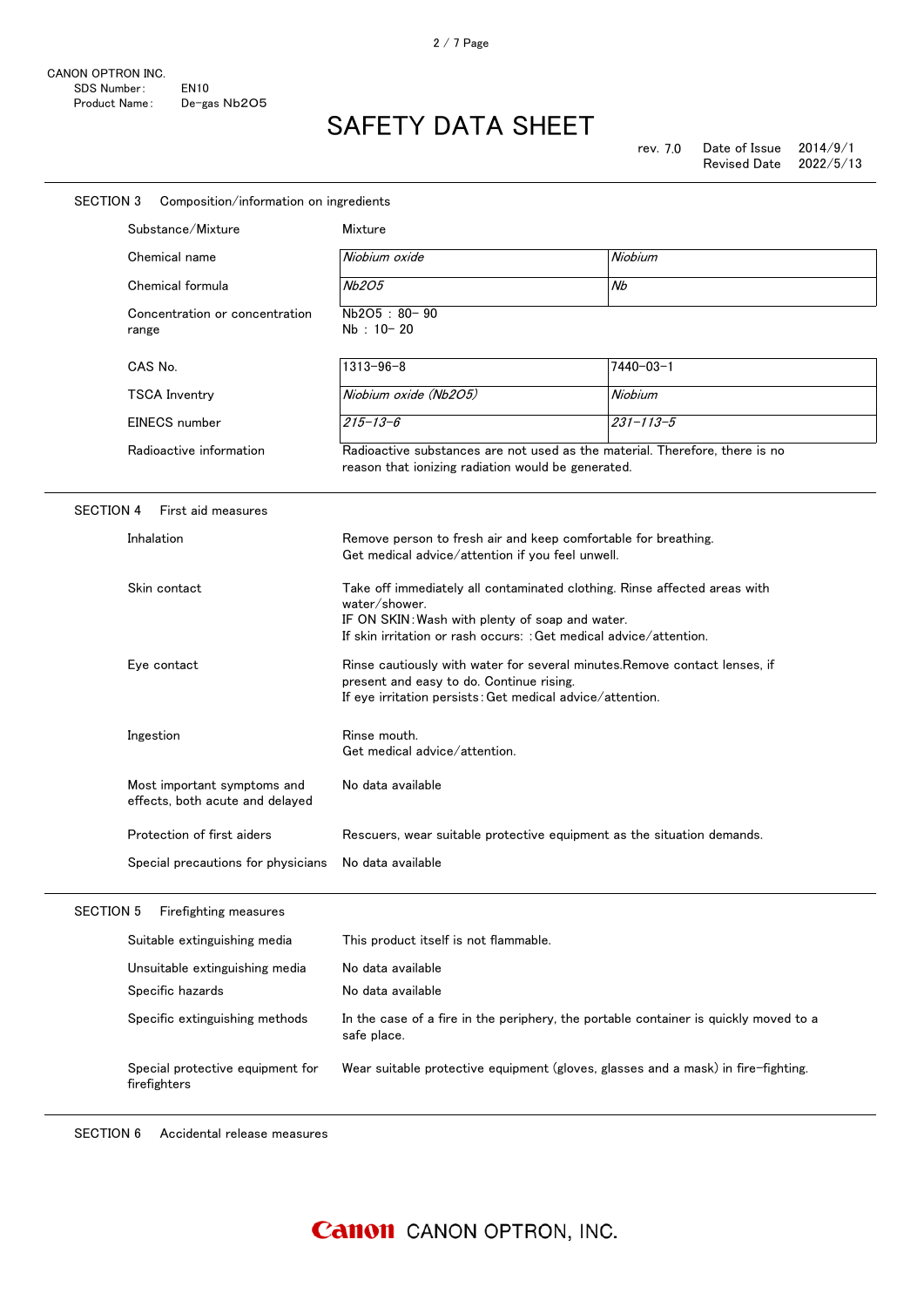CANON OPTRON INC.
SDS Number: EN10
Product Name: De-gas $Nb_2O_5$

# SAFETY DATA SHEET

rev. 7.0 Date of Issue 2014/9/1
Revised Date 2022/5/13

## SECTION 3 Composition/information on ingredients

| | | |
|---|---|---|
| Substance/Mixture | Mixture | |
| Chemical name | *Niobium oxide* | *Niobium* |
| Chemical formula | *$Nb_2O_5$* | *Nb* |
| Concentration or concentration range | $Nb_2O_5$ : 80- 90<br>Nb : 10- 20 | |
| CAS No. | 1313-96-8 | 7440-03-1 |
| TSCA Inventry | *Niobium oxide ($Nb_2O_5$)* | *Niobium* |
| EINECS number | *215-13-6* | *231-113-5* |
| Radioactive information | Radioactive substances are not used as the material. Therefore, there is no reason that ionizing radiation would be generated. | |

## SECTION 4 First aid measures

| | |
|---|---|
| Inhalation | Remove person to fresh air and keep comfortable for breathing.<br>Get medical advice/attention if you feel unwell. |
| Skin contact | Take off immediately all contaminated clothing. Rinse affected areas with water/shower.<br>IF ON SKIN:Wash with plenty of soap and water.<br>If skin irritation or rash occurs: :Get medical advice/attention. |
| Eye contact | Rinse cautiously with water for several minutes.Remove contact lenses, if present and easy to do. Continue rising.<br>If eye irritation persists:Get medical advice/attention. |
| Ingestion | Rinse mouth.<br>Get medical advice/attention. |
| Most important symptoms and effects, both acute and delayed | No data available |
| Protection of first aiders | Rescuers, wear suitable protective equipment as the situation demands. |
| Special precautions for physicians | No data available |

## SECTION 5 Firefighting measures

| | |
|---|---|
| Suitable extinguishing media | This product itself is not flammable. |
| Unsuitable extinguishing media | No data available |
| Specific hazards | No data available |
| Specific extinguishing methods | In the case of a fire in the periphery, the portable container is quickly moved to a safe place. |
| Special protective equipment for firefighters | Wear suitable protective equipment (gloves, glasses and a mask) in fire-fighting. |

## SECTION 6 Accidental release measures

Canon CANON OPTRON, INC.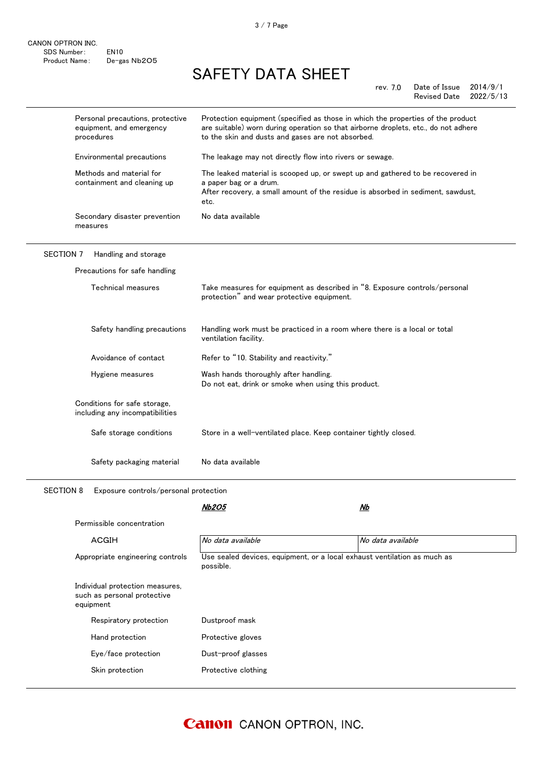| | |
|---|---|
| Personal precautions, protective equipment, and emergency procedures | Protection equipment (specified as those in which the properties of the product are suitable) worn during operation so that airborne droplets, etc., do not adhere to the skin and dusts and gases are not absorbed. |
| Environmental precautions | The leakage may not directly flow into rivers or sewage. |
| Methods and material for containment and cleaning up | The leaked material is scooped up, or swept up and gathered to be recovered in a paper bag or a drum. After recovery, a small amount of the residue is absorbed in sediment, sawdust, etc. |
| Secondary disaster prevention measures | No data available |

## SECTION 7 Handling and storage

**Precautions for safe handling**

| | |
|---|---|
| Technical measures | Take measures for equipment as described in "8. Exposure controls/personal protection" and wear protective equipment. |
| Safety handling precautions | Handling work must be practiced in a room where there is a local or total ventilation facility. |
| Avoidance of contact | Refer to "10. Stability and reactivity." |
| Hygiene measures | Wash hands thoroughly after handling. Do not eat, drink or smoke when using this product. |

**Conditions for safe storage, including any incompatibilities**

| | |
|---|---|
| Safe storage conditions | Store in a well-ventilated place. Keep container tightly closed. |
| Safety packaging material | No data available |

## SECTION 8 Exposure controls/personal protection

| | ***Nb2O5*** | ***Nb*** |
|---|---|---|
| Permissible concentration | | |
| ACGIH | *No data available* | *No data available* |

| | |
|---|---|
| Appropriate engineering controls | Use sealed devices, equipment, or a local exhaust ventilation as much as possible. |

**Individual protection measures, such as personal protective equipment**

| | |
|---|---|
| Respiratory protection | Dustproof mask |
| Hand protection | Protective gloves |
| Eye/face protection | Dust-proof glasses |
| Skin protection | Protective clothing |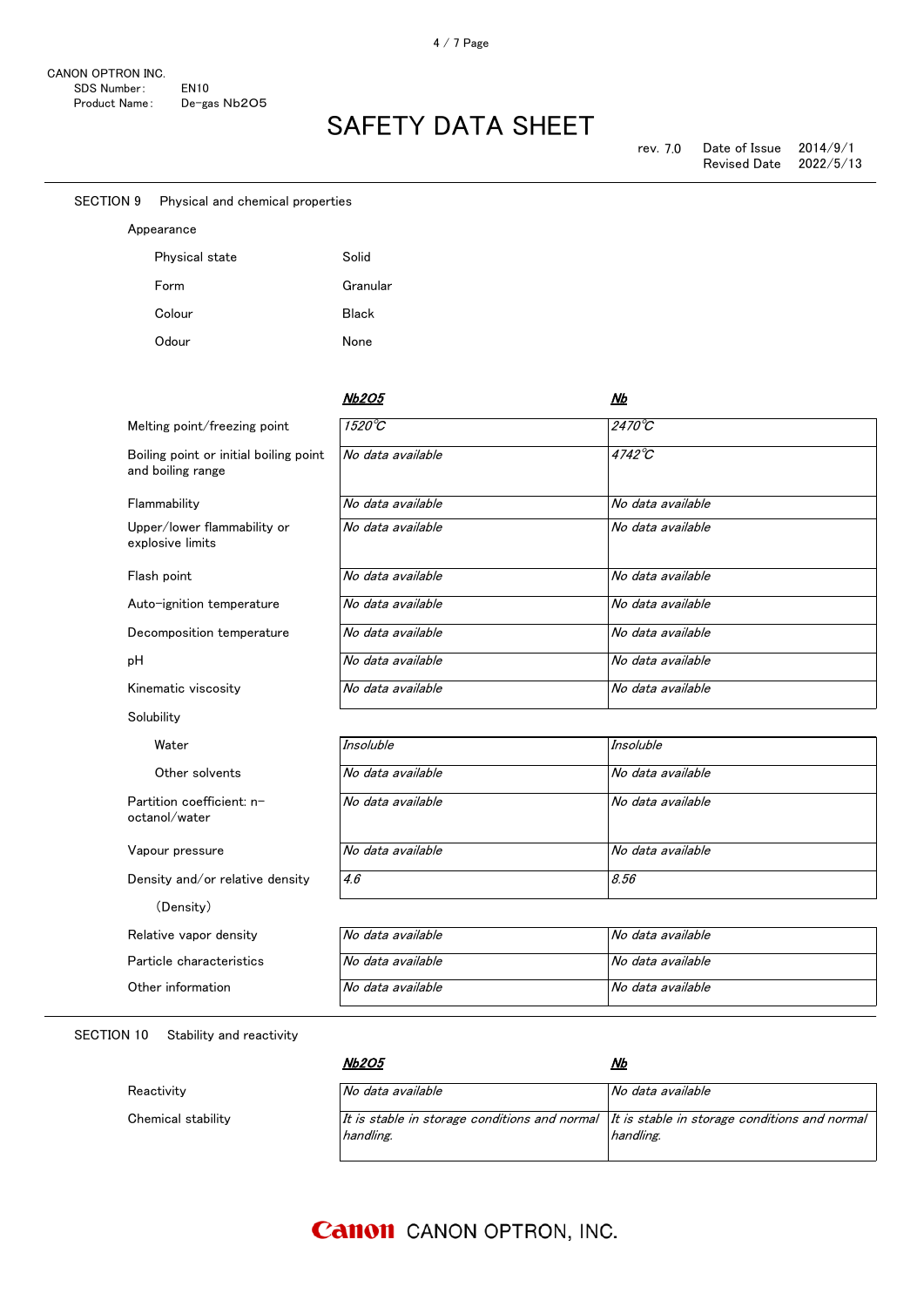CANON OPTRON INC.
SDS Number: EN10
Product Name: De-gas $Nb_2O_5$

# SAFETY DATA SHEET

rev. 7.0 Date of Issue 2014/9/1
Revised Date 2022/5/13

## SECTION 9 Physical and chemical properties

Appearance

| | |
|---|---|
| Physical state | Solid |
| Form | Granular |
| Colour | Black |
| Odour | None |

| | ***$Nb_2O_5$*** | ***Nb*** |
|---|---|---|
| Melting point/freezing point | *1520℃* | *2470℃* |
| Boiling point or initial boiling point and boiling range | *No data available* | *4742℃* |
| Flammability | *No data available* | *No data available* |
| Upper/lower flammability or explosive limits | *No data available* | *No data available* |
| Flash point | *No data available* | *No data available* |
| Auto-ignition temperature | *No data available* | *No data available* |
| Decomposition temperature | *No data available* | *No data available* |
| pH | *No data available* | *No data available* |
| Kinematic viscosity | *No data available* | *No data available* |
| Solubility | | |
| Water | *Insoluble* | *Insoluble* |
| Other solvents | *No data available* | *No data available* |
| Partition coefficient: n-octanol/water | *No data available* | *No data available* |
| Vapour pressure | *No data available* | *No data available* |
| Density and/or relative density | *4.6* | *8.56* |
| (Density) | | |
| Relative vapor density | *No data available* | *No data available* |
| Particle characteristics | *No data available* | *No data available* |
| Other information | *No data available* | *No data available* |

## SECTION 10 Stability and reactivity

| | ***$Nb_2O_5$*** | ***Nb*** |
|---|---|---|
| Reactivity | *No data available* | *No data available* |
| Chemical stability | *It is stable in storage conditions and normal handling.* | *It is stable in storage conditions and normal handling.* |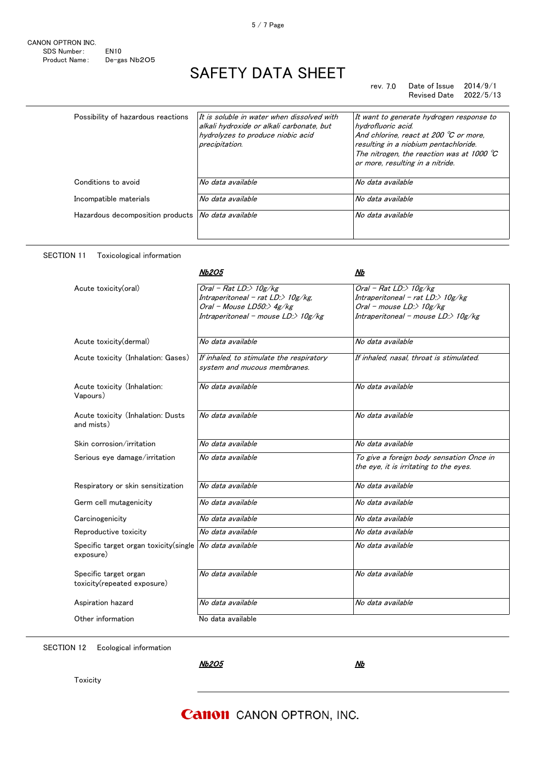| | | |
|---|---|---|
| Possibility of hazardous reactions | *It is soluble in water when dissolved with alkali hydroxide or alkali carbonate, but hydrolyzes to produce niobic acid precipitation.* | *It want to generate hydrogen response to hydrofluoric acid. And chlorine, react at 200 ℃ or more, resulting in a niobium pentachloride. The nitrogen, the reaction was at 1000 ℃ or more, resulting in a nitride.* |
| Conditions to avoid | *No data available* | *No data available* |
| Incompatible materials | *No data available* | *No data available* |
| Hazardous decomposition products | *No data available* | *No data available* |

## SECTION 11　Toxicological information

| | ***Nb2O5*** | ***Nb*** |
|---|---|---|
| Acute toxicity(oral) | *Oral – Rat LD:> 10g/kg*<br>*Intraperitoneal – rat LD:> 10g/kg,*<br>*Oral – Mouse LD50:> 4g/kg*<br>*Intraperitoneal – mouse LD:> 10g/kg* | *Oral – Rat LD:> 10g/kg*<br>*Intraperitoneal – rat LD:> 10g/kg*<br>*Oral – mouse LD:> 10g/kg*<br>*Intraperitoneal – mouse LD:> 10g/kg* |
| Acute toxicity(dermal) | *No data available* | *No data available* |
| Acute toxicity (Inhalation: Gases) | *If inhaled, to stimulate the respiratory system and mucous membranes.* | *If inhaled, nasal, throat is stimulated.* |
| Acute toxicity (Inhalation: Vapours) | *No data available* | *No data available* |
| Acute toxicity (Inhalation: Dusts and mists) | *No data available* | *No data available* |
| Skin corrosion/irritation | *No data available* | *No data available* |
| Serious eye damage/irritation | *No data available* | *To give a foreign body sensation Once in the eye, it is irritating to the eyes.* |
| Respiratory or skin sensitization | *No data available* | *No data available* |
| Germ cell mutagenicity | *No data available* | *No data available* |
| Carcinogenicity | *No data available* | *No data available* |
| Reproductive toxicity | *No data available* | *No data available* |
| Specific target organ toxicity(single exposure) | *No data available* | *No data available* |
| Specific target organ toxicity(repeated exposure) | *No data available* | *No data available* |
| Aspiration hazard | *No data available* | *No data available* |
| Other information | No data available | |

## SECTION 12　Ecological information

| | ***Nb2O5*** | ***Nb*** |
|---|---|---|
| Toxicity | | |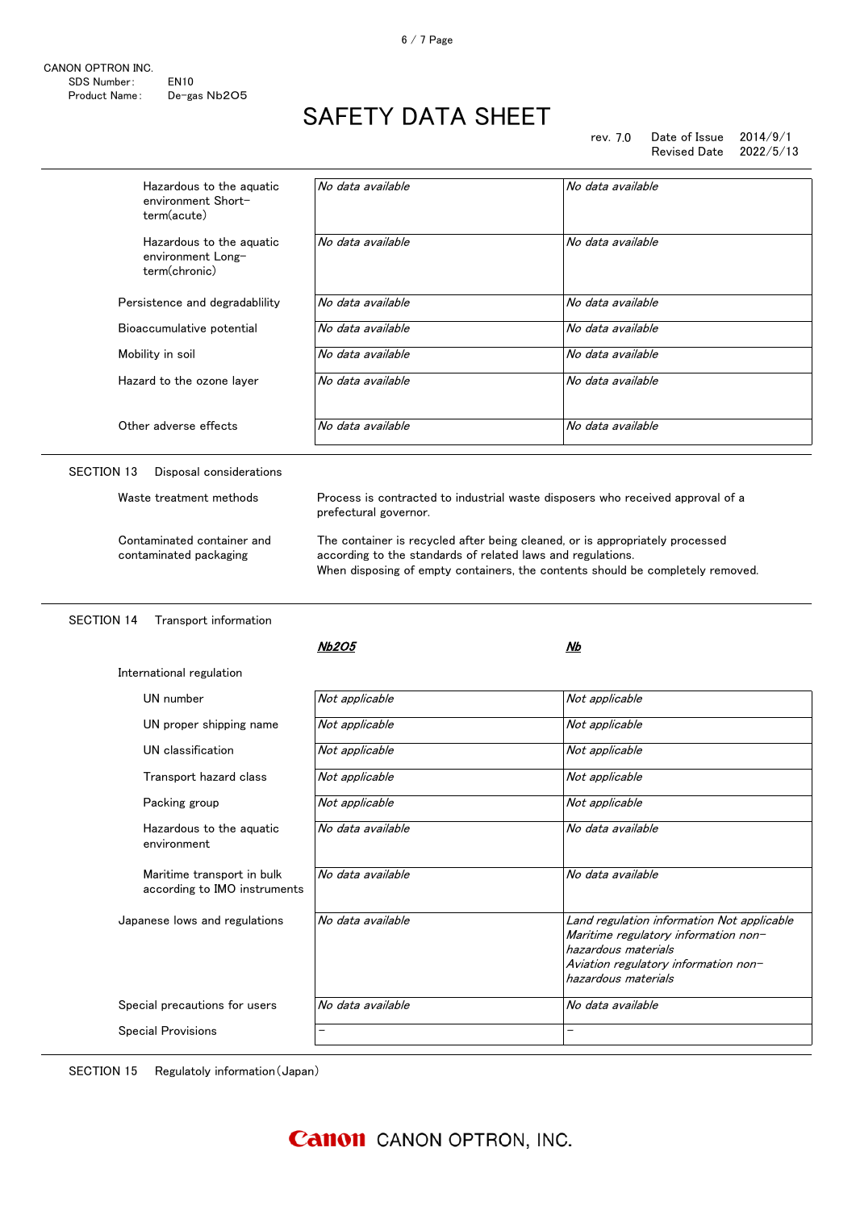| | | |
|---|---|---|
| Hazardous to the aquatic environment Short-term(acute) | *No data available* | *No data available* |
| Hazardous to the aquatic environment Long-term(chronic) | *No data available* | *No data available* |
| Persistence and degradablility | *No data available* | *No data available* |
| Bioaccumulative potential | *No data available* | *No data available* |
| Mobility in soil | *No data available* | *No data available* |
| Hazard to the ozone layer | *No data available* | *No data available* |
| Other adverse effects | *No data available* | *No data available* |

## SECTION 13 Disposal considerations

| | |
|---|---|
| Waste treatment methods | Process is contracted to industrial waste disposers who received approval of a prefectural governor. |
| Contaminated container and contaminated packaging | The container is recycled after being cleaned, or is appropriately processed according to the standards of related laws and regulations.<br>When disposing of empty containers, the contents should be completely removed. |

## SECTION 14 Transport information

| | ***Nb2O5*** | ***Nb*** |
|---|---|---|
| International regulation | | |
| UN number | *Not applicable* | *Not applicable* |
| UN proper shipping name | *Not applicable* | *Not applicable* |
| UN classification | *Not applicable* | *Not applicable* |
| Transport hazard class | *Not applicable* | *Not applicable* |
| Packing group | *Not applicable* | *Not applicable* |
| Hazardous to the aquatic environment | *No data available* | *No data available* |
| Maritime transport in bulk according to IMO instruments | *No data available* | *No data available* |
| Japanese lows and regulations | *No data available* | *Land regulation information Not applicable*<br>*Maritime regulatory information non-hazardous materials*<br>*Aviation regulatory information non-hazardous materials* |
| Special precautions for users | *No data available* | *No data available* |
| Special Provisions | – | – |

## SECTION 15 Regulatoly information(Japan)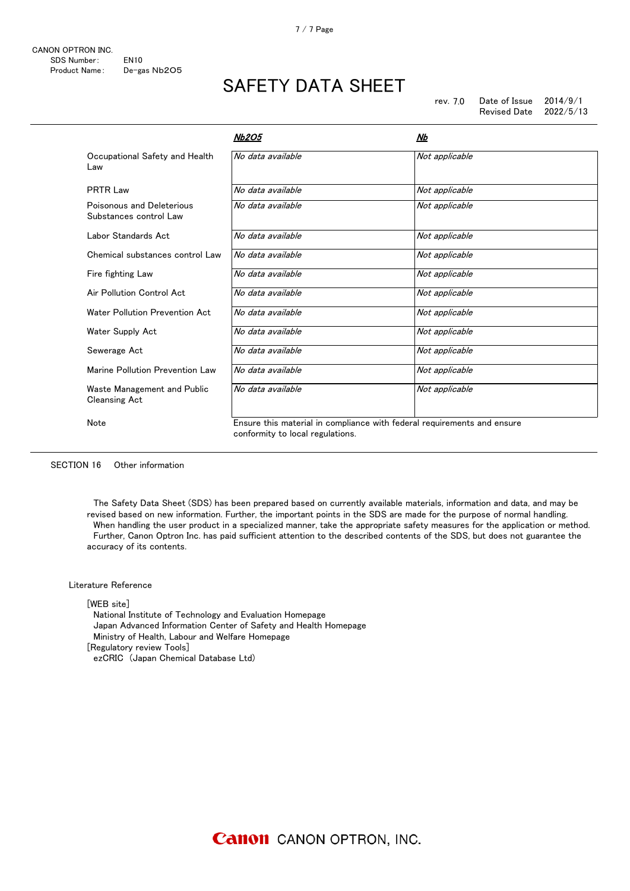CANON OPTRON INC.
SDS Number: EN10
Product Name: De-gas Nb2O5

# SAFETY DATA SHEET

rev. 7.0 Date of Issue 2014/9/1
Revised Date 2022/5/13

| | ***Nb2O5*** | ***Nb*** |
|---|---|---|
| Occupational Safety and Health Law | *No data available* | *Not applicable* |
| PRTR Law | *No data available* | *Not applicable* |
| Poisonous and Deleterious Substances control Law | *No data available* | *Not applicable* |
| Labor Standards Act | *No data available* | *Not applicable* |
| Chemical substances control Law | *No data available* | *Not applicable* |
| Fire fighting Law | *No data available* | *Not applicable* |
| Air Pollution Control Act | *No data available* | *Not applicable* |
| Water Pollution Prevention Act | *No data available* | *Not applicable* |
| Water Supply Act | *No data available* | *Not applicable* |
| Sewerage Act | *No data available* | *Not applicable* |
| Marine Pollution Prevention Law | *No data available* | *Not applicable* |
| Waste Management and Public Cleansing Act | *No data available* | *Not applicable* |
| Note | Ensure this material in compliance with federal requirements and ensure conformity to local regulations. | |

## SECTION 16 Other information

The Safety Data Sheet (SDS) has been prepared based on currently available materials, information and data, and may be revised based on new information. Further, the important points in the SDS are made for the purpose of normal handling.
When handling the user product in a specialized manner, take the appropriate safety measures for the application or method.
Further, Canon Optron Inc. has paid sufficient attention to the described contents of the SDS, but does not guarantee the accuracy of its contents.

Literature Reference

[WEB site]
National Institute of Technology and Evaluation Homepage
Japan Advanced Information Center of Safety and Health Homepage
Ministry of Health, Labour and Welfare Homepage
[Regulatory review Tools]
ezCRIC (Japan Chemical Database Ltd)

Canon CANON OPTRON, INC.